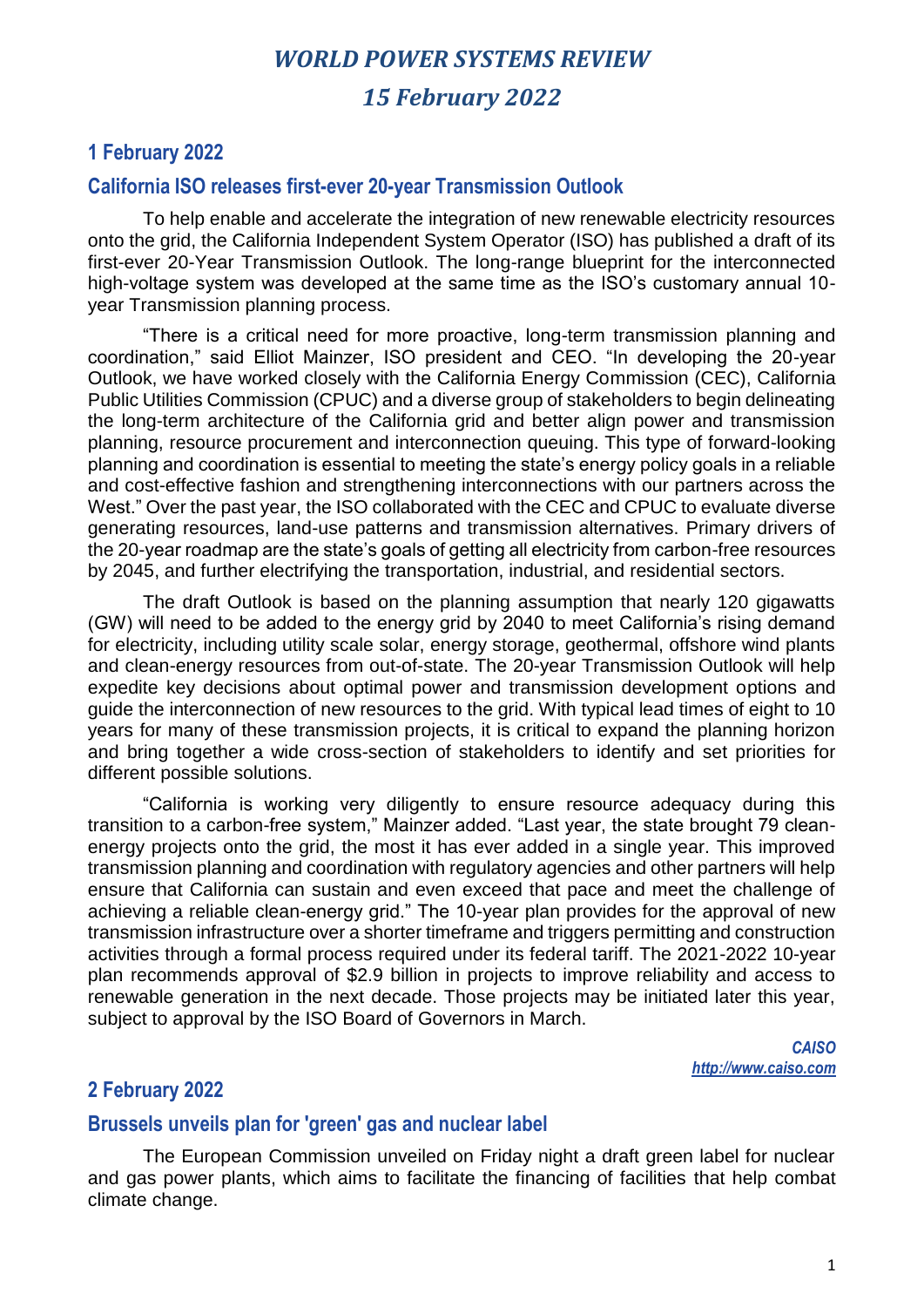# *WORLD POWER SYSTEMS REVIEW*

# *15 February 2022*

## 1 February 2022

### California ISO releases first-ever 20-year Transmission Outlook

To help enable and accelerate the integration of new renewable electricity resources onto the grid, the California Independent System Operator (ISO) has published a draft of its first-ever 20-Year Transmission Outlook. The long-range blueprint for the interconnected high-voltage system was developed at the same time as the ISO's customary annual 10-year Transmission planning process.

"There is a critical need for more proactive, long-term transmission planning and coordination," said Elliot Mainzer, ISO president and CEO. "In developing the 20-year Outlook, we have worked closely with the California Energy Commission (CEC), California Public Utilities Commission (CPUC) and a diverse group of stakeholders to begin delineating the long-term architecture of the California grid and better align power and transmission planning, resource procurement and interconnection queuing. This type of forward-looking planning and coordination is essential to meeting the state's energy policy goals in a reliable and cost-effective fashion and strengthening interconnections with our partners across the West." Over the past year, the ISO collaborated with the CEC and CPUC to evaluate diverse generating resources, land-use patterns and transmission alternatives. Primary drivers of the 20-year roadmap are the state's goals of getting all electricity from carbon-free resources by 2045, and further electrifying the transportation, industrial, and residential sectors.

The draft Outlook is based on the planning assumption that nearly 120 gigawatts (GW) will need to be added to the energy grid by 2040 to meet California's rising demand for electricity, including utility scale solar, energy storage, geothermal, offshore wind plants and clean-energy resources from out-of-state. The 20-year Transmission Outlook will help expedite key decisions about optimal power and transmission development options and guide the interconnection of new resources to the grid. With typical lead times of eight to 10 years for many of these transmission projects, it is critical to expand the planning horizon and bring together a wide cross-section of stakeholders to identify and set priorities for different possible solutions.

"California is working very diligently to ensure resource adequacy during this transition to a carbon-free system," Mainzer added. "Last year, the state brought 79 clean-energy projects onto the grid, the most it has ever added in a single year. This improved transmission planning and coordination with regulatory agencies and other partners will help ensure that California can sustain and even exceed that pace and meet the challenge of achieving a reliable clean-energy grid." The 10-year plan provides for the approval of new transmission infrastructure over a shorter timeframe and triggers permitting and construction activities through a formal process required under its federal tariff. The 2021-2022 10-year plan recommends approval of $2.9 billion in projects to improve reliability and access to renewable generation in the next decade. Those projects may be initiated later this year, subject to approval by the ISO Board of Governors in March.

***CAISO***
***http://www.caiso.com***

## 2 February 2022

### Brussels unveils plan for 'green' gas and nuclear label

The European Commission unveiled on Friday night a draft green label for nuclear and gas power plants, which aims to facilitate the financing of facilities that help combat climate change.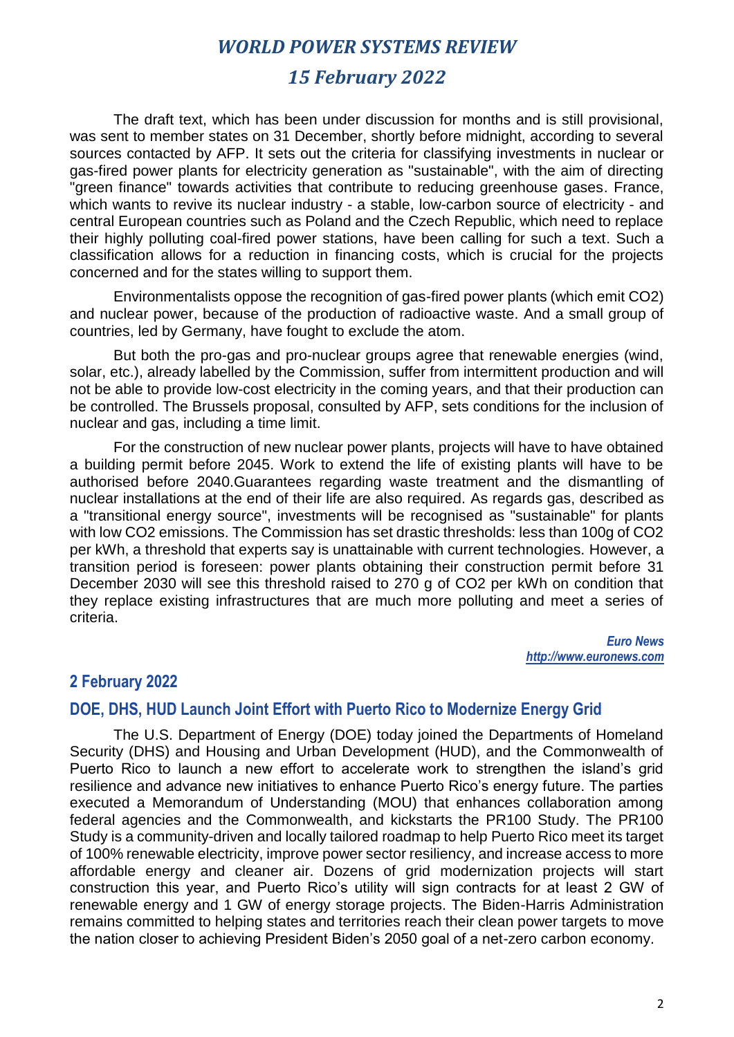The draft text, which has been under discussion for months and is still provisional, was sent to member states on 31 December, shortly before midnight, according to several sources contacted by AFP. It sets out the criteria for classifying investments in nuclear or gas-fired power plants for electricity generation as "sustainable", with the aim of directing "green finance" towards activities that contribute to reducing greenhouse gases. France, which wants to revive its nuclear industry - a stable, low-carbon source of electricity - and central European countries such as Poland and the Czech Republic, which need to replace their highly polluting coal-fired power stations, have been calling for such a text. Such a classification allows for a reduction in financing costs, which is crucial for the projects concerned and for the states willing to support them.

Environmentalists oppose the recognition of gas-fired power plants (which emit $CO_2$) and nuclear power, because of the production of radioactive waste. And a small group of countries, led by Germany, have fought to exclude the atom.

But both the pro-gas and pro-nuclear groups agree that renewable energies (wind, solar, etc.), already labelled by the Commission, suffer from intermittent production and will not be able to provide low-cost electricity in the coming years, and that their production can be controlled. The Brussels proposal, consulted by AFP, sets conditions for the inclusion of nuclear and gas, including a time limit.

For the construction of new nuclear power plants, projects will have to have obtained a building permit before 2045. Work to extend the life of existing plants will have to be authorised before 2040.Guarantees regarding waste treatment and the dismantling of nuclear installations at the end of their life are also required. As regards gas, described as a "transitional energy source", investments will be recognised as "sustainable" for plants with low $CO_2$ emissions. The Commission has set drastic thresholds: less than 100g of $CO_2$ per kWh, a threshold that experts say is unattainable with current technologies. However, a transition period is foreseen: power plants obtaining their construction permit before 31 December 2030 will see this threshold raised to 270 g of $CO_2$ per kWh on condition that they replace existing infrastructures that are much more polluting and meet a series of criteria.

*Euro News*
*http://www.euronews.com*

## 2 February 2022

## DOE, DHS, HUD Launch Joint Effort with Puerto Rico to Modernize Energy Grid

The U.S. Department of Energy (DOE) today joined the Departments of Homeland Security (DHS) and Housing and Urban Development (HUD), and the Commonwealth of Puerto Rico to launch a new effort to accelerate work to strengthen the island's grid resilience and advance new initiatives to enhance Puerto Rico's energy future. The parties executed a Memorandum of Understanding (MOU) that enhances collaboration among federal agencies and the Commonwealth, and kickstarts the PR100 Study. The PR100 Study is a community-driven and locally tailored roadmap to help Puerto Rico meet its target of 100% renewable electricity, improve power sector resiliency, and increase access to more affordable energy and cleaner air. Dozens of grid modernization projects will start construction this year, and Puerto Rico's utility will sign contracts for at least 2 GW of renewable energy and 1 GW of energy storage projects. The Biden-Harris Administration remains committed to helping states and territories reach their clean power targets to move the nation closer to achieving President Biden's 2050 goal of a net-zero carbon economy.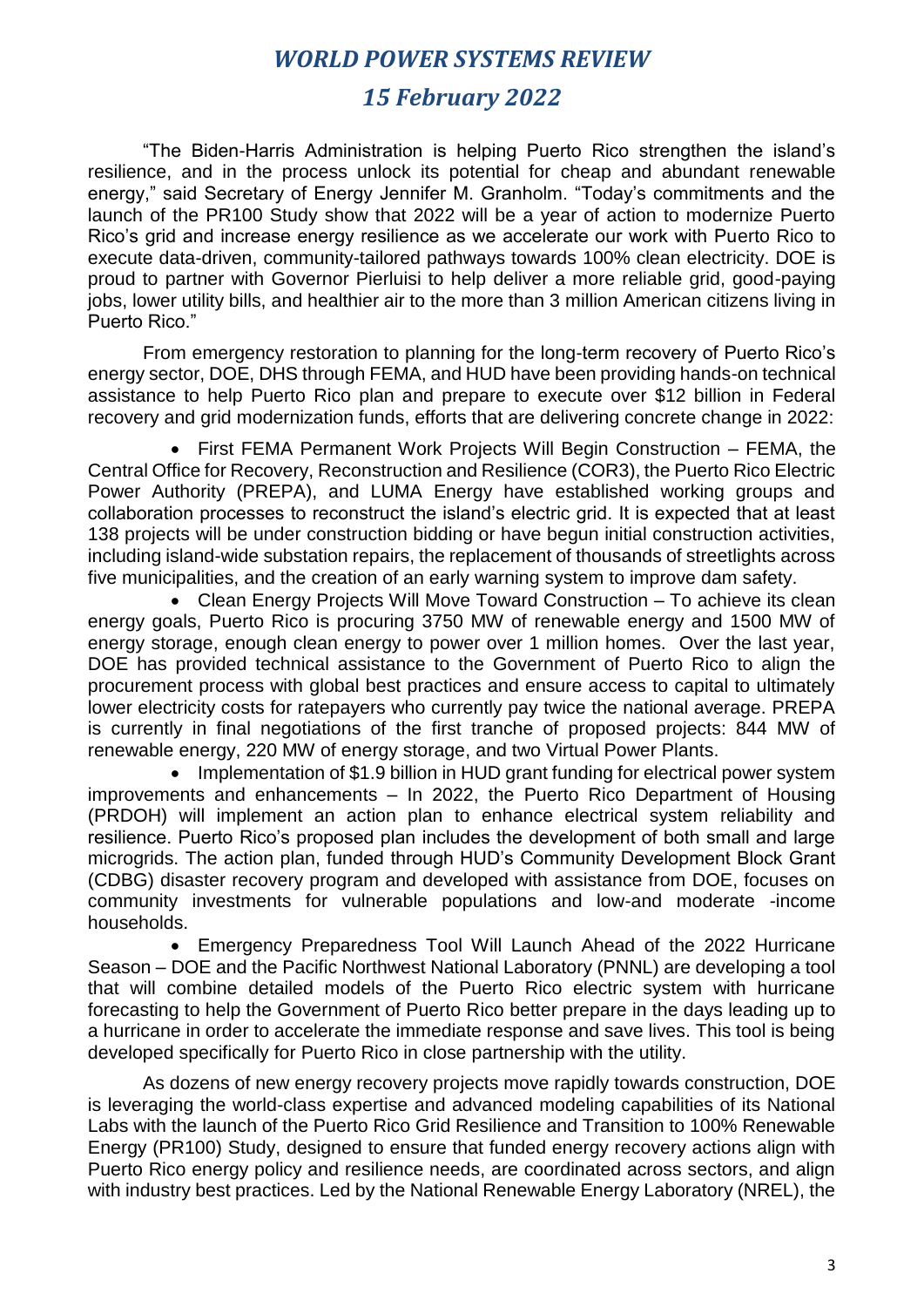"The Biden-Harris Administration is helping Puerto Rico strengthen the island's resilience, and in the process unlock its potential for cheap and abundant renewable energy," said Secretary of Energy Jennifer M. Granholm. "Today's commitments and the launch of the PR100 Study show that 2022 will be a year of action to modernize Puerto Rico's grid and increase energy resilience as we accelerate our work with Puerto Rico to execute data-driven, community-tailored pathways towards 100% clean electricity. DOE is proud to partner with Governor Pierluisi to help deliver a more reliable grid, good-paying jobs, lower utility bills, and healthier air to the more than 3 million American citizens living in Puerto Rico."

From emergency restoration to planning for the long-term recovery of Puerto Rico's energy sector, DOE, DHS through FEMA, and HUD have been providing hands-on technical assistance to help Puerto Rico plan and prepare to execute over $12 billion in Federal recovery and grid modernization funds, efforts that are delivering concrete change in 2022:

- First FEMA Permanent Work Projects Will Begin Construction – FEMA, the Central Office for Recovery, Reconstruction and Resilience (COR3), the Puerto Rico Electric Power Authority (PREPA), and LUMA Energy have established working groups and collaboration processes to reconstruct the island's electric grid. It is expected that at least 138 projects will be under construction bidding or have begun initial construction activities, including island-wide substation repairs, the replacement of thousands of streetlights across five municipalities, and the creation of an early warning system to improve dam safety.
- Clean Energy Projects Will Move Toward Construction – To achieve its clean energy goals, Puerto Rico is procuring 3750 MW of renewable energy and 1500 MW of energy storage, enough clean energy to power over 1 million homes. Over the last year, DOE has provided technical assistance to the Government of Puerto Rico to align the procurement process with global best practices and ensure access to capital to ultimately lower electricity costs for ratepayers who currently pay twice the national average. PREPA is currently in final negotiations of the first tranche of proposed projects: 844 MW of renewable energy, 220 MW of energy storage, and two Virtual Power Plants.
- Implementation of $1.9 billion in HUD grant funding for electrical power system improvements and enhancements – In 2022, the Puerto Rico Department of Housing (PRDOH) will implement an action plan to enhance electrical system reliability and resilience. Puerto Rico's proposed plan includes the development of both small and large microgrids. The action plan, funded through HUD's Community Development Block Grant (CDBG) disaster recovery program and developed with assistance from DOE, focuses on community investments for vulnerable populations and low-and moderate -income households.
- Emergency Preparedness Tool Will Launch Ahead of the 2022 Hurricane Season – DOE and the Pacific Northwest National Laboratory (PNNL) are developing a tool that will combine detailed models of the Puerto Rico electric system with hurricane forecasting to help the Government of Puerto Rico better prepare in the days leading up to a hurricane in order to accelerate the immediate response and save lives. This tool is being developed specifically for Puerto Rico in close partnership with the utility.

As dozens of new energy recovery projects move rapidly towards construction, DOE is leveraging the world-class expertise and advanced modeling capabilities of its National Labs with the launch of the Puerto Rico Grid Resilience and Transition to 100% Renewable Energy (PR100) Study, designed to ensure that funded energy recovery actions align with Puerto Rico energy policy and resilience needs, are coordinated across sectors, and align with industry best practices. Led by the National Renewable Energy Laboratory (NREL), the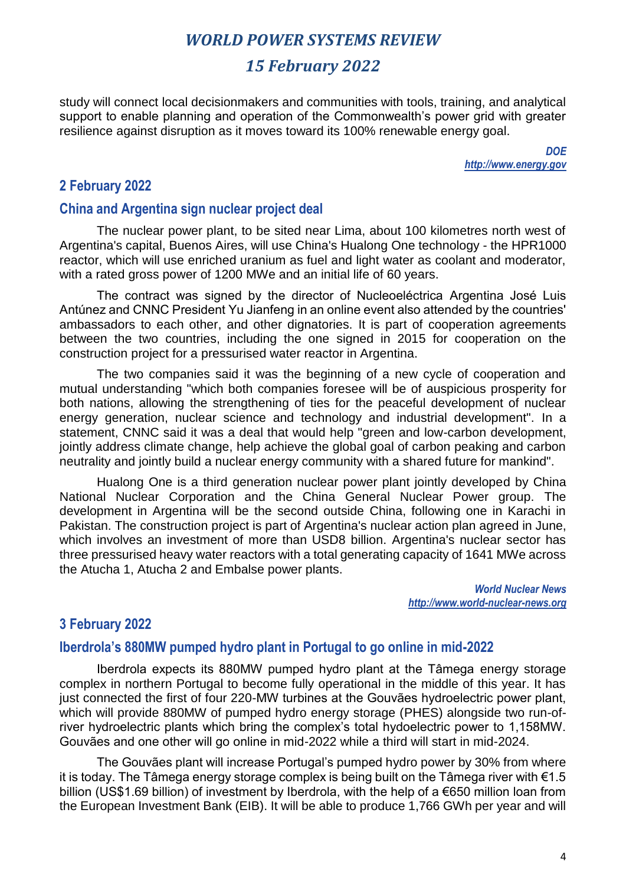study will connect local decisionmakers and communities with tools, training, and analytical support to enable planning and operation of the Commonwealth's power grid with greater resilience against disruption as it moves toward its 100% renewable energy goal.

*DOE*
*http://www.energy.gov*

## 2 February 2022

### China and Argentina sign nuclear project deal

The nuclear power plant, to be sited near Lima, about 100 kilometres north west of Argentina's capital, Buenos Aires, will use China's Hualong One technology - the HPR1000 reactor, which will use enriched uranium as fuel and light water as coolant and moderator, with a rated gross power of 1200 MWe and an initial life of 60 years.

The contract was signed by the director of Nucleoeléctrica Argentina José Luis Antúnez and CNNC President Yu Jianfeng in an online event also attended by the countries' ambassadors to each other, and other dignatories. It is part of cooperation agreements between the two countries, including the one signed in 2015 for cooperation on the construction project for a pressurised water reactor in Argentina.

The two companies said it was the beginning of a new cycle of cooperation and mutual understanding "which both companies foresee will be of auspicious prosperity for both nations, allowing the strengthening of ties for the peaceful development of nuclear energy generation, nuclear science and technology and industrial development". In a statement, CNNC said it was a deal that would help "green and low-carbon development, jointly address climate change, help achieve the global goal of carbon peaking and carbon neutrality and jointly build a nuclear energy community with a shared future for mankind".

Hualong One is a third generation nuclear power plant jointly developed by China National Nuclear Corporation and the China General Nuclear Power group. The development in Argentina will be the second outside China, following one in Karachi in Pakistan. The construction project is part of Argentina's nuclear action plan agreed in June, which involves an investment of more than USD8 billion. Argentina's nuclear sector has three pressurised heavy water reactors with a total generating capacity of 1641 MWe across the Atucha 1, Atucha 2 and Embalse power plants.

*World Nuclear News*
*http://www.world-nuclear-news.org*

## 3 February 2022

### Iberdrola's 880MW pumped hydro plant in Portugal to go online in mid-2022

Iberdrola expects its 880MW pumped hydro plant at the Tâmega energy storage complex in northern Portugal to become fully operational in the middle of this year. It has just connected the first of four 220-MW turbines at the Gouvães hydroelectric power plant, which will provide 880MW of pumped hydro energy storage (PHES) alongside two run-of-river hydroelectric plants which bring the complex's total hydoelectric power to 1,158MW. Gouvães and one other will go online in mid-2022 while a third will start in mid-2024.

The Gouvães plant will increase Portugal's pumped hydro power by 30% from where it is today. The Tâmega energy storage complex is being built on the Tâmega river with €1.5 billion (US$1.69 billion) of investment by Iberdrola, with the help of a €650 million loan from the European Investment Bank (EIB). It will be able to produce 1,766 GWh per year and will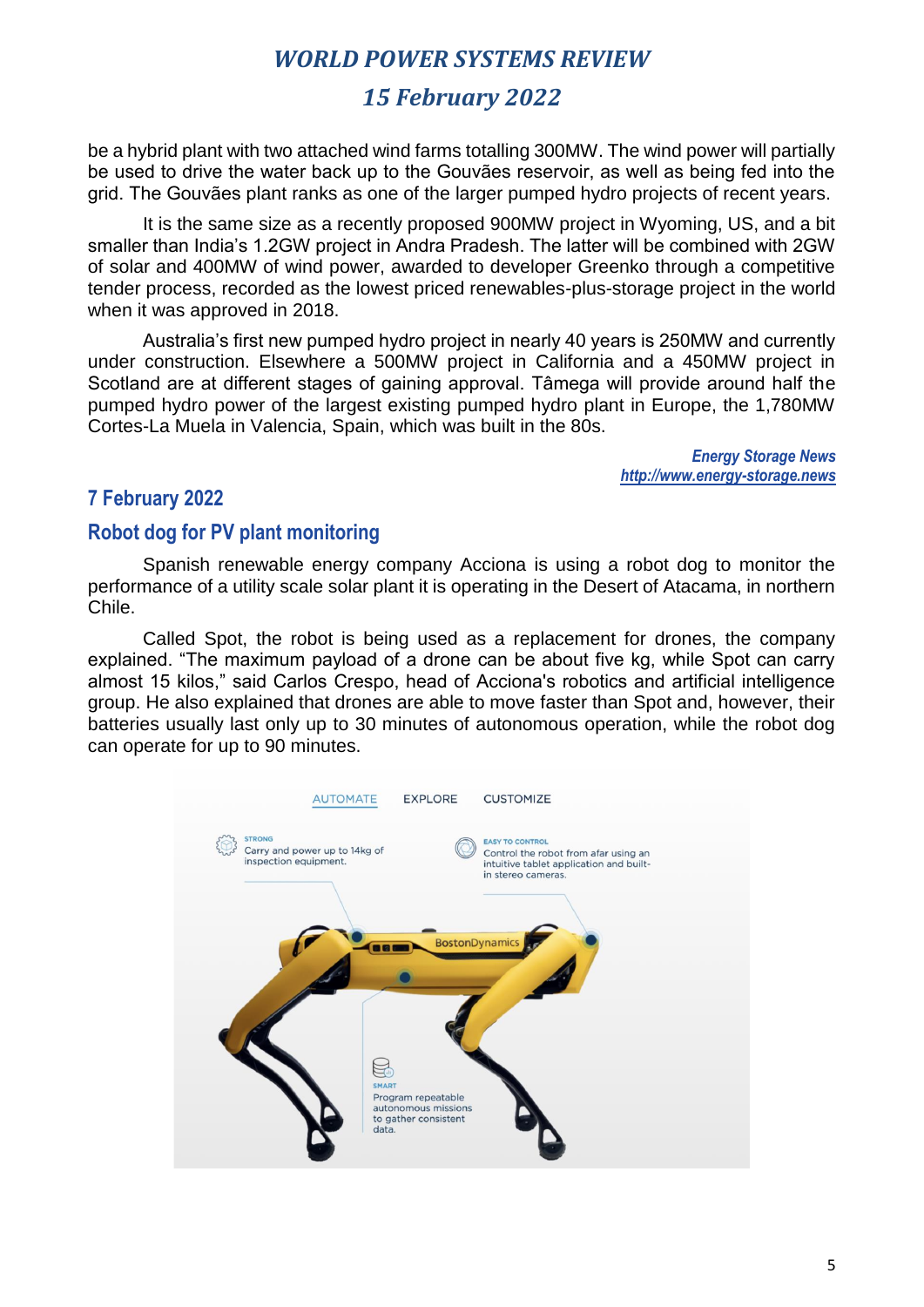be a hybrid plant with two attached wind farms totalling 300MW. The wind power will partially be used to drive the water back up to the Gouvães reservoir, as well as being fed into the grid. The Gouvães plant ranks as one of the larger pumped hydro projects of recent years.

It is the same size as a recently proposed 900MW project in Wyoming, US, and a bit smaller than India's 1.2GW project in Andra Pradesh. The latter will be combined with 2GW of solar and 400MW of wind power, awarded to developer Greenko through a competitive tender process, recorded as the lowest priced renewables-plus-storage project in the world when it was approved in 2018.

Australia's first new pumped hydro project in nearly 40 years is 250MW and currently under construction. Elsewhere a 500MW project in California and a 450MW project in Scotland are at different stages of gaining approval. Tâmega will provide around half the pumped hydro power of the largest existing pumped hydro plant in Europe, the 1,780MW Cortes-La Muela in Valencia, Spain, which was built in the 80s.

*Energy Storage News*
*http://www.energy-storage.news*

## 7 February 2022

## Robot dog for PV plant monitoring

Spanish renewable energy company Acciona is using a robot dog to monitor the performance of a utility scale solar plant it is operating in the Desert of Atacama, in northern Chile.

Called Spot, the robot is being used as a replacement for drones, the company explained. "The maximum payload of a drone can be about five kg, while Spot can carry almost 15 kilos," said Carlos Crespo, head of Acciona's robotics and artificial intelligence group. He also explained that drones are able to move faster than Spot and, however, their batteries usually last only up to 30 minutes of autonomous operation, while the robot dog can operate for up to 90 minutes.

AUTOMATE EXPLORE CUSTOMIZE

STRONG
Carry and power up to 14kg of inspection equipment.

EASY TO CONTROL
Control the robot from afar using an intuitive tablet application and built-in stereo cameras.

SMART
Program repeatable autonomous missions to gather consistent data.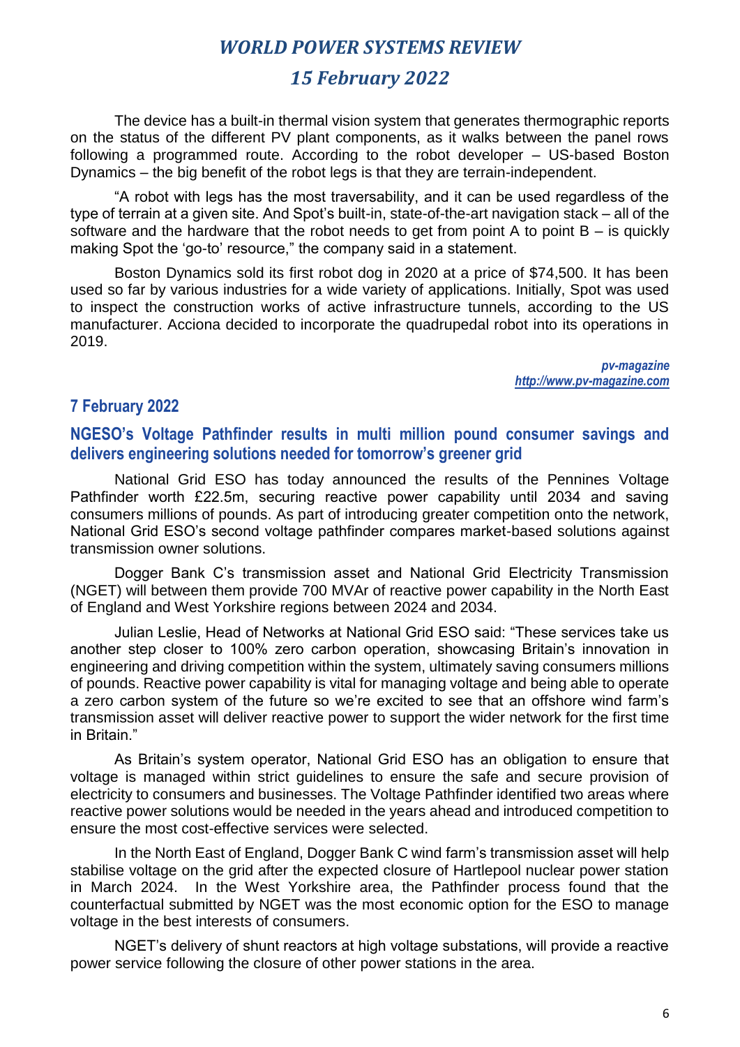The device has a built-in thermal vision system that generates thermographic reports on the status of the different PV plant components, as it walks between the panel rows following a programmed route. According to the robot developer – US-based Boston Dynamics – the big benefit of the robot legs is that they are terrain-independent.

"A robot with legs has the most traversability, and it can be used regardless of the type of terrain at a given site. And Spot's built-in, state-of-the-art navigation stack – all of the software and the hardware that the robot needs to get from point A to point B – is quickly making Spot the 'go-to' resource," the company said in a statement.

Boston Dynamics sold its first robot dog in 2020 at a price of $74,500. It has been used so far by various industries for a wide variety of applications. Initially, Spot was used to inspect the construction works of active infrastructure tunnels, according to the US manufacturer. Acciona decided to incorporate the quadrupedal robot into its operations in 2019.

*pv-magazine*
*http://www.pv-magazine.com*

## 7 February 2022

### NGESO's Voltage Pathfinder results in multi million pound consumer savings and delivers engineering solutions needed for tomorrow's greener grid

National Grid ESO has today announced the results of the Pennines Voltage Pathfinder worth £22.5m, securing reactive power capability until 2034 and saving consumers millions of pounds. As part of introducing greater competition onto the network, National Grid ESO's second voltage pathfinder compares market-based solutions against transmission owner solutions.

Dogger Bank C's transmission asset and National Grid Electricity Transmission (NGET) will between them provide 700 MVAr of reactive power capability in the North East of England and West Yorkshire regions between 2024 and 2034.

Julian Leslie, Head of Networks at National Grid ESO said: "These services take us another step closer to 100% zero carbon operation, showcasing Britain's innovation in engineering and driving competition within the system, ultimately saving consumers millions of pounds. Reactive power capability is vital for managing voltage and being able to operate a zero carbon system of the future so we're excited to see that an offshore wind farm's transmission asset will deliver reactive power to support the wider network for the first time in Britain."

As Britain's system operator, National Grid ESO has an obligation to ensure that voltage is managed within strict guidelines to ensure the safe and secure provision of electricity to consumers and businesses. The Voltage Pathfinder identified two areas where reactive power solutions would be needed in the years ahead and introduced competition to ensure the most cost-effective services were selected.

In the North East of England, Dogger Bank C wind farm's transmission asset will help stabilise voltage on the grid after the expected closure of Hartlepool nuclear power station in March 2024. In the West Yorkshire area, the Pathfinder process found that the counterfactual submitted by NGET was the most economic option for the ESO to manage voltage in the best interests of consumers.

NGET's delivery of shunt reactors at high voltage substations, will provide a reactive power service following the closure of other power stations in the area.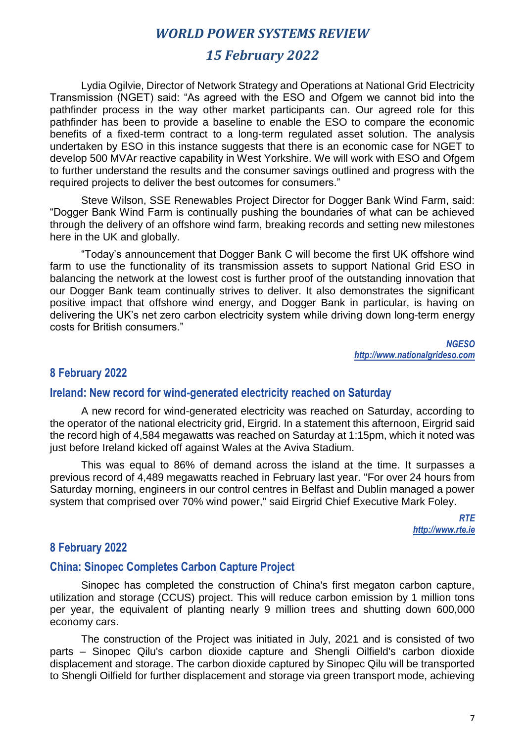Lydia Ogilvie, Director of Network Strategy and Operations at National Grid Electricity Transmission (NGET) said: "As agreed with the ESO and Ofgem we cannot bid into the pathfinder process in the way other market participants can. Our agreed role for this pathfinder has been to provide a baseline to enable the ESO to compare the economic benefits of a fixed-term contract to a long-term regulated asset solution. The analysis undertaken by ESO in this instance suggests that there is an economic case for NGET to develop 500 MVAr reactive capability in West Yorkshire. We will work with ESO and Ofgem to further understand the results and the consumer savings outlined and progress with the required projects to deliver the best outcomes for consumers."

Steve Wilson, SSE Renewables Project Director for Dogger Bank Wind Farm, said: "Dogger Bank Wind Farm is continually pushing the boundaries of what can be achieved through the delivery of an offshore wind farm, breaking records and setting new milestones here in the UK and globally.

"Today's announcement that Dogger Bank C will become the first UK offshore wind farm to use the functionality of its transmission assets to support National Grid ESO in balancing the network at the lowest cost is further proof of the outstanding innovation that our Dogger Bank team continually strives to deliver. It also demonstrates the significant positive impact that offshore wind energy, and Dogger Bank in particular, is having on delivering the UK's net zero carbon electricity system while driving down long-term energy costs for British consumers."

***NGESO***
***http://www.nationalgrideso.com***

## 8 February 2022

### Ireland: New record for wind-generated electricity reached on Saturday

A new record for wind-generated electricity was reached on Saturday, according to the operator of the national electricity grid, Eirgrid. In a statement this afternoon, Eirgrid said the record high of 4,584 megawatts was reached on Saturday at 1:15pm, which it noted was just before Ireland kicked off against Wales at the Aviva Stadium.

This was equal to 86% of demand across the island at the time. It surpasses a previous record of 4,489 megawatts reached in February last year. "For over 24 hours from Saturday morning, engineers in our control centres in Belfast and Dublin managed a power system that comprised over 70% wind power," said Eirgrid Chief Executive Mark Foley.

***RTE***
***http://www.rte.ie***

## 8 February 2022

### China: Sinopec Completes Carbon Capture Project

Sinopec has completed the construction of China's first megaton carbon capture, utilization and storage (CCUS) project. This will reduce carbon emission by 1 million tons per year, the equivalent of planting nearly 9 million trees and shutting down 600,000 economy cars.

The construction of the Project was initiated in July, 2021 and is consisted of two parts – Sinopec Qilu's carbon dioxide capture and Shengli Oilfield's carbon dioxide displacement and storage. The carbon dioxide captured by Sinopec Qilu will be transported to Shengli Oilfield for further displacement and storage via green transport mode, achieving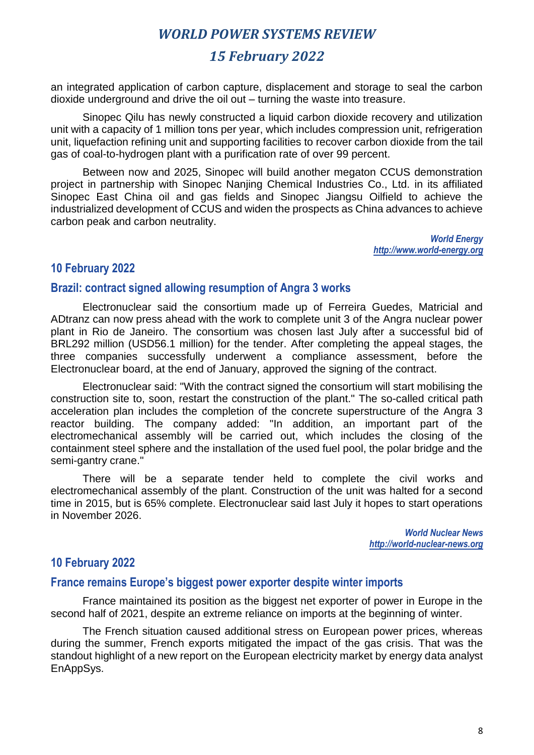an integrated application of carbon capture, displacement and storage to seal the carbon dioxide underground and drive the oil out – turning the waste into treasure.

Sinopec Qilu has newly constructed a liquid carbon dioxide recovery and utilization unit with a capacity of 1 million tons per year, which includes compression unit, refrigeration unit, liquefaction refining unit and supporting facilities to recover carbon dioxide from the tail gas of coal-to-hydrogen plant with a purification rate of over 99 percent.

Between now and 2025, Sinopec will build another megaton CCUS demonstration project in partnership with Sinopec Nanjing Chemical Industries Co., Ltd. in its affiliated Sinopec East China oil and gas fields and Sinopec Jiangsu Oilfield to achieve the industrialized development of CCUS and widen the prospects as China advances to achieve carbon peak and carbon neutrality.

*World Energy*
*http://www.world-energy.org*

## 10 February 2022

### Brazil: contract signed allowing resumption of Angra 3 works

Electronuclear said the consortium made up of Ferreira Guedes, Matricial and ADtranz can now press ahead with the work to complete unit 3 of the Angra nuclear power plant in Rio de Janeiro. The consortium was chosen last July after a successful bid of BRL292 million (USD56.1 million) for the tender. After completing the appeal stages, the three companies successfully underwent a compliance assessment, before the Electronuclear board, at the end of January, approved the signing of the contract.

Electronuclear said: "With the contract signed the consortium will start mobilising the construction site to, soon, restart the construction of the plant." The so-called critical path acceleration plan includes the completion of the concrete superstructure of the Angra 3 reactor building. The company added: "In addition, an important part of the electromechanical assembly will be carried out, which includes the closing of the containment steel sphere and the installation of the used fuel pool, the polar bridge and the semi-gantry crane."

There will be a separate tender held to complete the civil works and electromechanical assembly of the plant. Construction of the unit was halted for a second time in 2015, but is 65% complete. Electronuclear said last July it hopes to start operations in November 2026.

*World Nuclear News*
*http://world-nuclear-news.org*

## 10 February 2022

### France remains Europe's biggest power exporter despite winter imports

France maintained its position as the biggest net exporter of power in Europe in the second half of 2021, despite an extreme reliance on imports at the beginning of winter.

The French situation caused additional stress on European power prices, whereas during the summer, French exports mitigated the impact of the gas crisis. That was the standout highlight of a new report on the European electricity market by energy data analyst EnAppSys.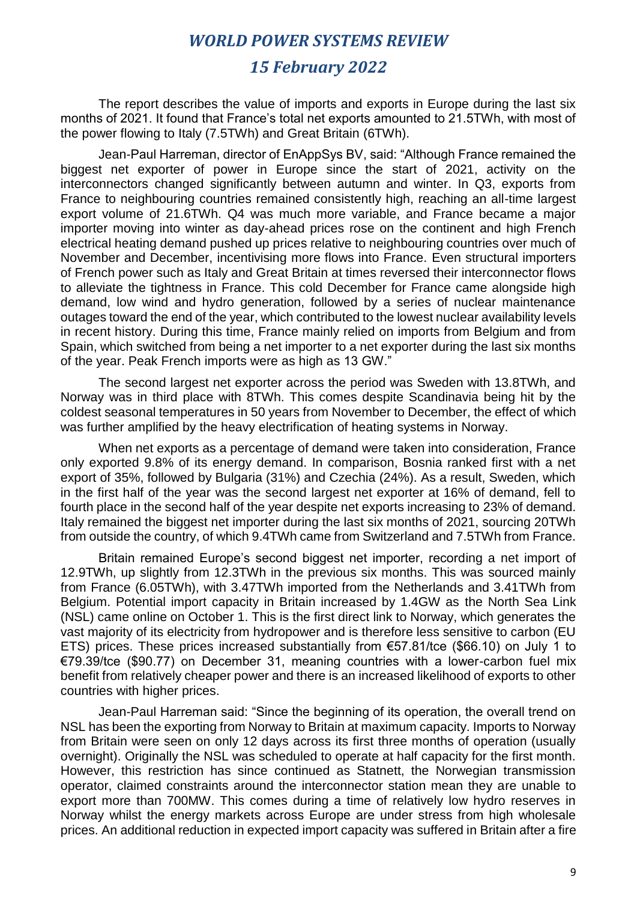The report describes the value of imports and exports in Europe during the last six months of 2021. It found that France's total net exports amounted to 21.5TWh, with most of the power flowing to Italy (7.5TWh) and Great Britain (6TWh).

Jean-Paul Harreman, director of EnAppSys BV, said: "Although France remained the biggest net exporter of power in Europe since the start of 2021, activity on the interconnectors changed significantly between autumn and winter. In Q3, exports from France to neighbouring countries remained consistently high, reaching an all-time largest export volume of 21.6TWh. Q4 was much more variable, and France became a major importer moving into winter as day-ahead prices rose on the continent and high French electrical heating demand pushed up prices relative to neighbouring countries over much of November and December, incentivising more flows into France. Even structural importers of French power such as Italy and Great Britain at times reversed their interconnector flows to alleviate the tightness in France. This cold December for France came alongside high demand, low wind and hydro generation, followed by a series of nuclear maintenance outages toward the end of the year, which contributed to the lowest nuclear availability levels in recent history. During this time, France mainly relied on imports from Belgium and from Spain, which switched from being a net importer to a net exporter during the last six months of the year. Peak French imports were as high as 13 GW."

The second largest net exporter across the period was Sweden with 13.8TWh, and Norway was in third place with 8TWh. This comes despite Scandinavia being hit by the coldest seasonal temperatures in 50 years from November to December, the effect of which was further amplified by the heavy electrification of heating systems in Norway.

When net exports as a percentage of demand were taken into consideration, France only exported 9.8% of its energy demand. In comparison, Bosnia ranked first with a net export of 35%, followed by Bulgaria (31%) and Czechia (24%). As a result, Sweden, which in the first half of the year was the second largest net exporter at 16% of demand, fell to fourth place in the second half of the year despite net exports increasing to 23% of demand. Italy remained the biggest net importer during the last six months of 2021, sourcing 20TWh from outside the country, of which 9.4TWh came from Switzerland and 7.5TWh from France.

Britain remained Europe's second biggest net importer, recording a net import of 12.9TWh, up slightly from 12.3TWh in the previous six months. This was sourced mainly from France (6.05TWh), with 3.47TWh imported from the Netherlands and 3.41TWh from Belgium. Potential import capacity in Britain increased by 1.4GW as the North Sea Link (NSL) came online on October 1. This is the first direct link to Norway, which generates the vast majority of its electricity from hydropower and is therefore less sensitive to carbon (EU ETS) prices. These prices increased substantially from €57.81/tce ($66.10) on July 1 to €79.39/tce ($90.77) on December 31, meaning countries with a lower-carbon fuel mix benefit from relatively cheaper power and there is an increased likelihood of exports to other countries with higher prices.

Jean-Paul Harreman said: "Since the beginning of its operation, the overall trend on NSL has been the exporting from Norway to Britain at maximum capacity. Imports to Norway from Britain were seen on only 12 days across its first three months of operation (usually overnight). Originally the NSL was scheduled to operate at half capacity for the first month. However, this restriction has since continued as Statnett, the Norwegian transmission operator, claimed constraints around the interconnector station mean they are unable to export more than 700MW. This comes during a time of relatively low hydro reserves in Norway whilst the energy markets across Europe are under stress from high wholesale prices. An additional reduction in expected import capacity was suffered in Britain after a fire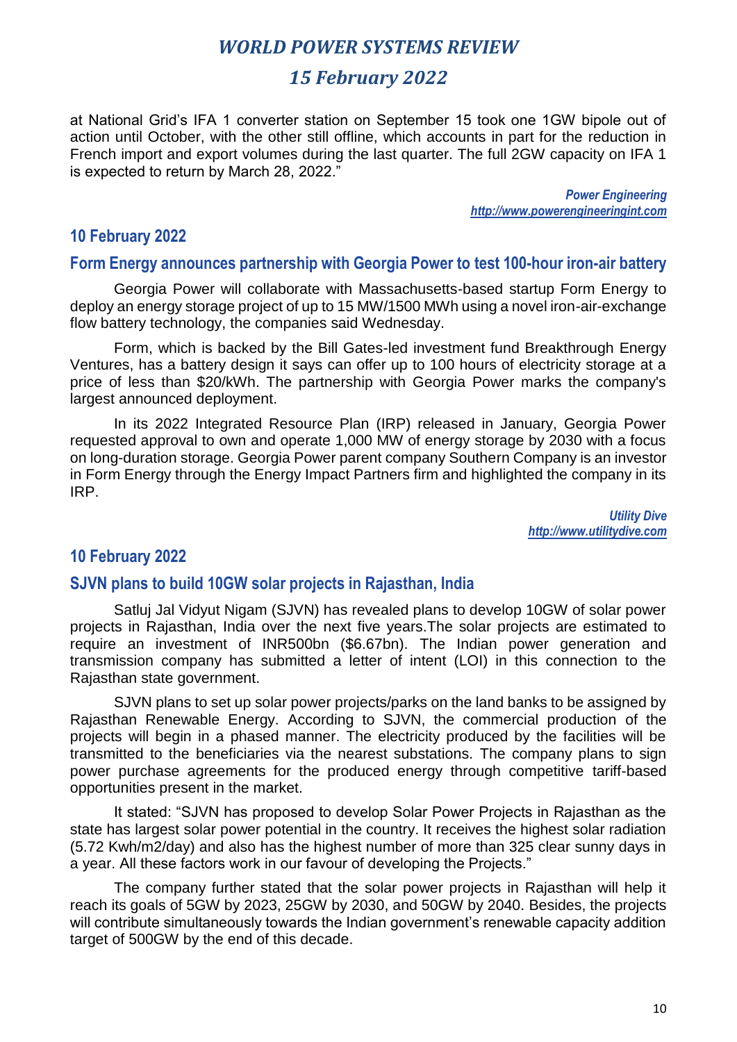at National Grid's IFA 1 converter station on September 15 took one 1GW bipole out of action until October, with the other still offline, which accounts in part for the reduction in French import and export volumes during the last quarter. The full 2GW capacity on IFA 1 is expected to return by March 28, 2022."

*Power Engineering*
*http://www.powerengineeringint.com*

## 10 February 2022

### Form Energy announces partnership with Georgia Power to test 100-hour iron-air battery

Georgia Power will collaborate with Massachusetts-based startup Form Energy to deploy an energy storage project of up to 15 MW/1500 MWh using a novel iron-air-exchange flow battery technology, the companies said Wednesday.

Form, which is backed by the Bill Gates-led investment fund Breakthrough Energy Ventures, has a battery design it says can offer up to 100 hours of electricity storage at a price of less than \$20/kWh. The partnership with Georgia Power marks the company's largest announced deployment.

In its 2022 Integrated Resource Plan (IRP) released in January, Georgia Power requested approval to own and operate 1,000 MW of energy storage by 2030 with a focus on long-duration storage. Georgia Power parent company Southern Company is an investor in Form Energy through the Energy Impact Partners firm and highlighted the company in its IRP.

*Utility Dive*
*http://www.utilitydive.com*

## 10 February 2022

### SJVN plans to build 10GW solar projects in Rajasthan, India

Satluj Jal Vidyut Nigam (SJVN) has revealed plans to develop 10GW of solar power projects in Rajasthan, India over the next five years.The solar projects are estimated to require an investment of INR500bn (\$6.67bn). The Indian power generation and transmission company has submitted a letter of intent (LOI) in this connection to the Rajasthan state government.

SJVN plans to set up solar power projects/parks on the land banks to be assigned by Rajasthan Renewable Energy. According to SJVN, the commercial production of the projects will begin in a phased manner. The electricity produced by the facilities will be transmitted to the beneficiaries via the nearest substations. The company plans to sign power purchase agreements for the produced energy through competitive tariff-based opportunities present in the market.

It stated: "SJVN has proposed to develop Solar Power Projects in Rajasthan as the state has largest solar power potential in the country. It receives the highest solar radiation (5.72 Kwh/m2/day) and also has the highest number of more than 325 clear sunny days in a year. All these factors work in our favour of developing the Projects."

The company further stated that the solar power projects in Rajasthan will help it reach its goals of 5GW by 2023, 25GW by 2030, and 50GW by 2040. Besides, the projects will contribute simultaneously towards the Indian government's renewable capacity addition target of 500GW by the end of this decade.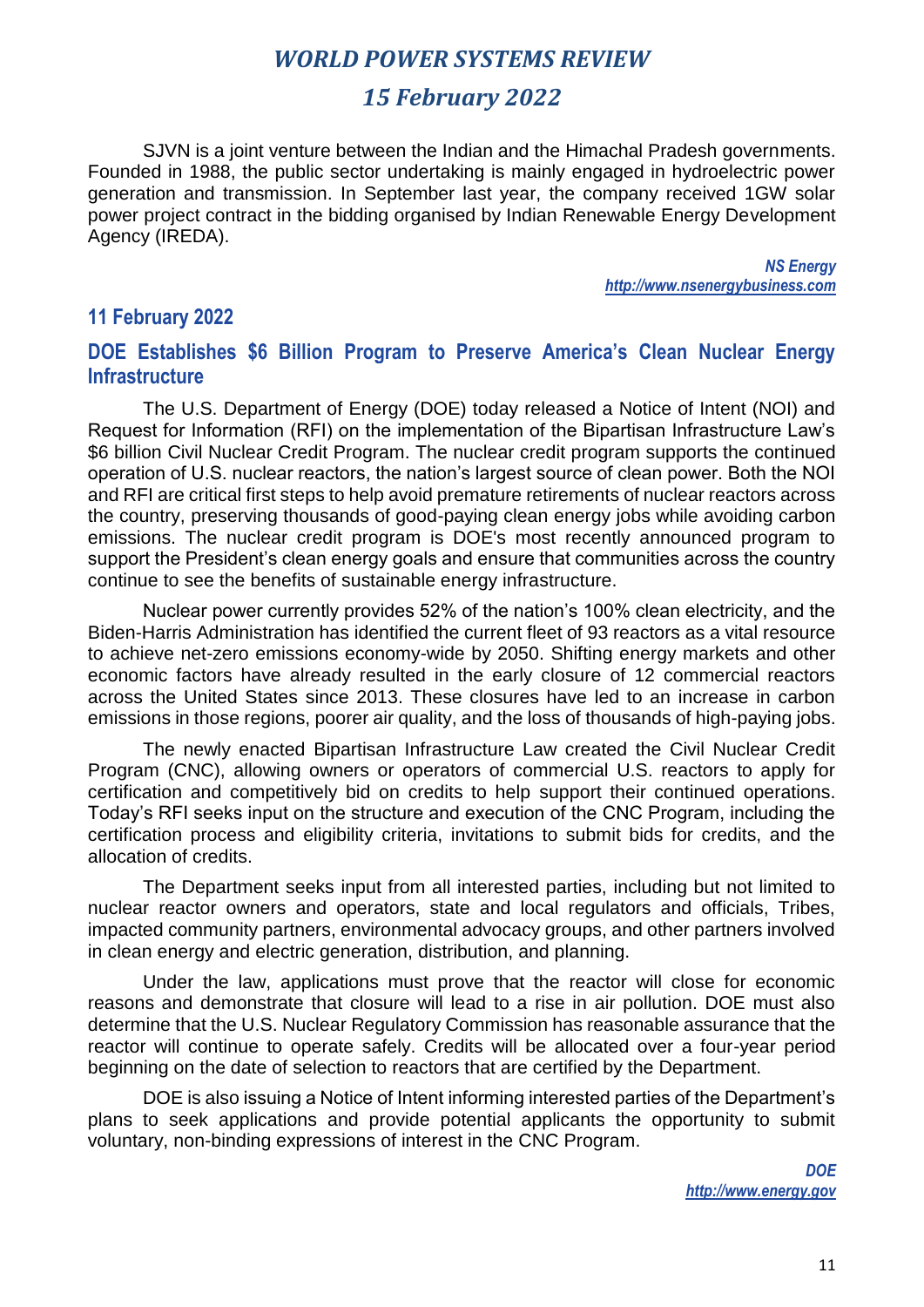SJVN is a joint venture between the Indian and the Himachal Pradesh governments. Founded in 1988, the public sector undertaking is mainly engaged in hydroelectric power generation and transmission. In September last year, the company received 1GW solar power project contract in the bidding organised by Indian Renewable Energy Development Agency (IREDA).

*NS Energy*
*http://www.nsenergybusiness.com*

## 11 February 2022

### DOE Establishes $6 Billion Program to Preserve America's Clean Nuclear Energy Infrastructure

The U.S. Department of Energy (DOE) today released a Notice of Intent (NOI) and Request for Information (RFI) on the implementation of the Bipartisan Infrastructure Law's $6 billion Civil Nuclear Credit Program. The nuclear credit program supports the continued operation of U.S. nuclear reactors, the nation's largest source of clean power. Both the NOI and RFI are critical first steps to help avoid premature retirements of nuclear reactors across the country, preserving thousands of good-paying clean energy jobs while avoiding carbon emissions. The nuclear credit program is DOE's most recently announced program to support the President's clean energy goals and ensure that communities across the country continue to see the benefits of sustainable energy infrastructure.

Nuclear power currently provides 52% of the nation's 100% clean electricity, and the Biden-Harris Administration has identified the current fleet of 93 reactors as a vital resource to achieve net-zero emissions economy-wide by 2050. Shifting energy markets and other economic factors have already resulted in the early closure of 12 commercial reactors across the United States since 2013. These closures have led to an increase in carbon emissions in those regions, poorer air quality, and the loss of thousands of high-paying jobs.

The newly enacted Bipartisan Infrastructure Law created the Civil Nuclear Credit Program (CNC), allowing owners or operators of commercial U.S. reactors to apply for certification and competitively bid on credits to help support their continued operations. Today's RFI seeks input on the structure and execution of the CNC Program, including the certification process and eligibility criteria, invitations to submit bids for credits, and the allocation of credits.

The Department seeks input from all interested parties, including but not limited to nuclear reactor owners and operators, state and local regulators and officials, Tribes, impacted community partners, environmental advocacy groups, and other partners involved in clean energy and electric generation, distribution, and planning.

Under the law, applications must prove that the reactor will close for economic reasons and demonstrate that closure will lead to a rise in air pollution. DOE must also determine that the U.S. Nuclear Regulatory Commission has reasonable assurance that the reactor will continue to operate safely. Credits will be allocated over a four-year period beginning on the date of selection to reactors that are certified by the Department.

DOE is also issuing a Notice of Intent informing interested parties of the Department's plans to seek applications and provide potential applicants the opportunity to submit voluntary, non-binding expressions of interest in the CNC Program.

*DOE*
*http://www.energy.gov*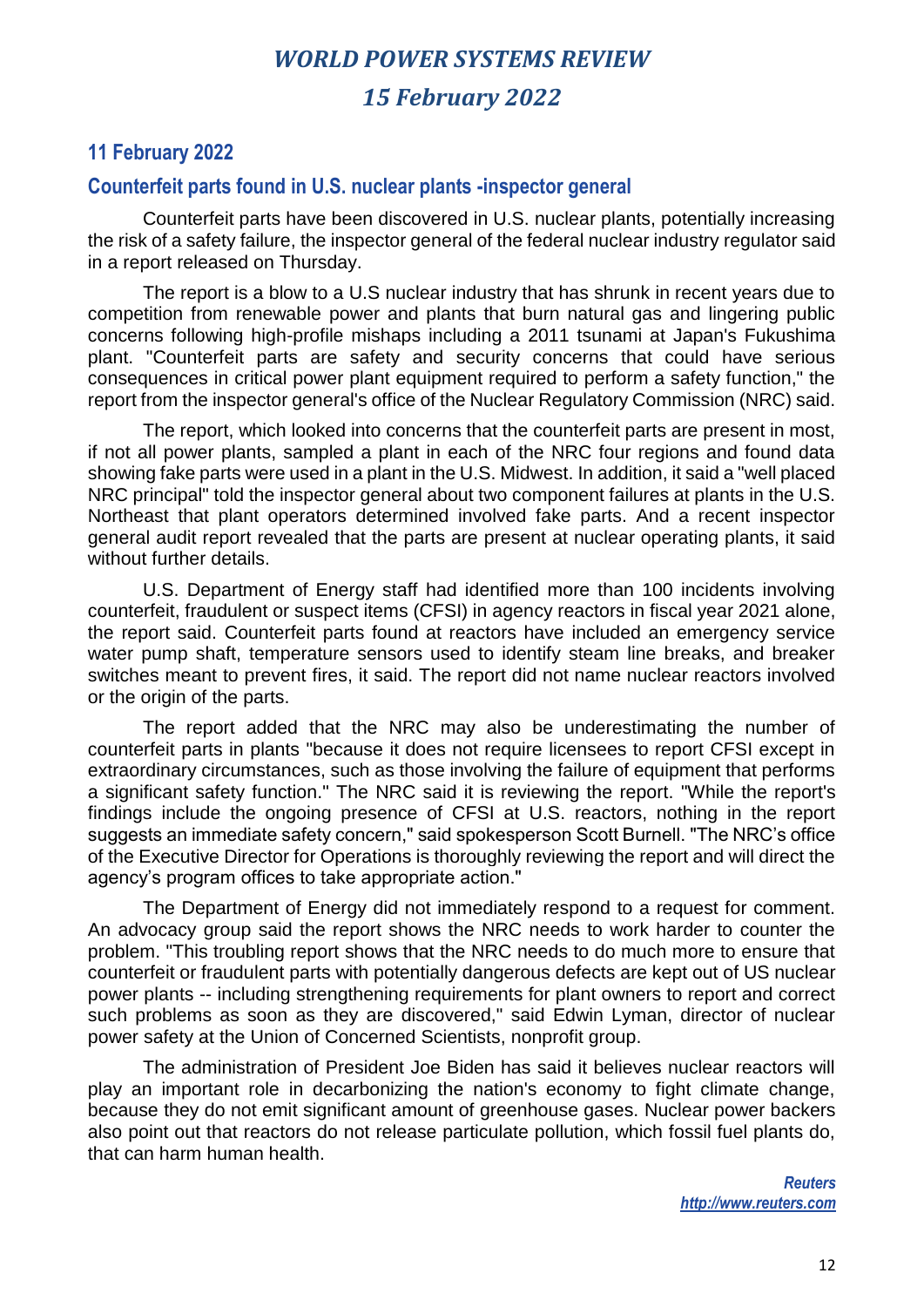## 11 February 2022

## Counterfeit parts found in U.S. nuclear plants -inspector general

Counterfeit parts have been discovered in U.S. nuclear plants, potentially increasing the risk of a safety failure, the inspector general of the federal nuclear industry regulator said in a report released on Thursday.

The report is a blow to a U.S nuclear industry that has shrunk in recent years due to competition from renewable power and plants that burn natural gas and lingering public concerns following high-profile mishaps including a 2011 tsunami at Japan's Fukushima plant. "Counterfeit parts are safety and security concerns that could have serious consequences in critical power plant equipment required to perform a safety function," the report from the inspector general's office of the Nuclear Regulatory Commission (NRC) said.

The report, which looked into concerns that the counterfeit parts are present in most, if not all power plants, sampled a plant in each of the NRC four regions and found data showing fake parts were used in a plant in the U.S. Midwest. In addition, it said a "well placed NRC principal" told the inspector general about two component failures at plants in the U.S. Northeast that plant operators determined involved fake parts. And a recent inspector general audit report revealed that the parts are present at nuclear operating plants, it said without further details.

U.S. Department of Energy staff had identified more than 100 incidents involving counterfeit, fraudulent or suspect items (CFSI) in agency reactors in fiscal year 2021 alone, the report said. Counterfeit parts found at reactors have included an emergency service water pump shaft, temperature sensors used to identify steam line breaks, and breaker switches meant to prevent fires, it said. The report did not name nuclear reactors involved or the origin of the parts.

The report added that the NRC may also be underestimating the number of counterfeit parts in plants "because it does not require licensees to report CFSI except in extraordinary circumstances, such as those involving the failure of equipment that performs a significant safety function." The NRC said it is reviewing the report. "While the report's findings include the ongoing presence of CFSI at U.S. reactors, nothing in the report suggests an immediate safety concern," said spokesperson Scott Burnell. "The NRC's office of the Executive Director for Operations is thoroughly reviewing the report and will direct the agency's program offices to take appropriate action."

The Department of Energy did not immediately respond to a request for comment. An advocacy group said the report shows the NRC needs to work harder to counter the problem. "This troubling report shows that the NRC needs to do much more to ensure that counterfeit or fraudulent parts with potentially dangerous defects are kept out of US nuclear power plants -- including strengthening requirements for plant owners to report and correct such problems as soon as they are discovered," said Edwin Lyman, director of nuclear power safety at the Union of Concerned Scientists, nonprofit group.

The administration of President Joe Biden has said it believes nuclear reactors will play an important role in decarbonizing the nation's economy to fight climate change, because they do not emit significant amount of greenhouse gases. Nuclear power backers also point out that reactors do not release particulate pollution, which fossil fuel plants do, that can harm human health.

*Reuters*
*http://www.reuters.com*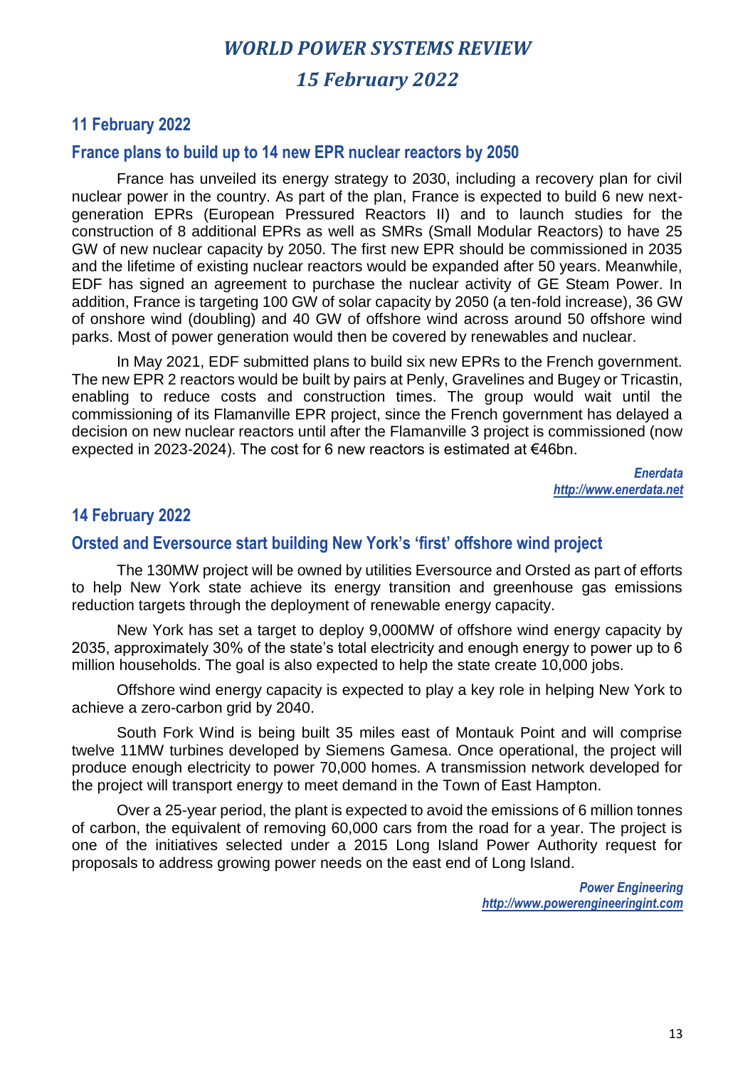## 11 February 2022

### France plans to build up to 14 new EPR nuclear reactors by 2050

France has unveiled its energy strategy to 2030, including a recovery plan for civil nuclear power in the country. As part of the plan, France is expected to build 6 new next-generation EPRs (European Pressured Reactors II) and to launch studies for the construction of 8 additional EPRs as well as SMRs (Small Modular Reactors) to have 25 GW of new nuclear capacity by 2050. The first new EPR should be commissioned in 2035 and the lifetime of existing nuclear reactors would be expanded after 50 years. Meanwhile, EDF has signed an agreement to purchase the nuclear activity of GE Steam Power. In addition, France is targeting 100 GW of solar capacity by 2050 (a ten-fold increase), 36 GW of onshore wind (doubling) and 40 GW of offshore wind across around 50 offshore wind parks. Most of power generation would then be covered by renewables and nuclear.

In May 2021, EDF submitted plans to build six new EPRs to the French government. The new EPR 2 reactors would be built by pairs at Penly, Gravelines and Bugey or Tricastin, enabling to reduce costs and construction times. The group would wait until the commissioning of its Flamanville EPR project, since the French government has delayed a decision on new nuclear reactors until after the Flamanville 3 project is commissioned (now expected in 2023-2024). The cost for 6 new reactors is estimated at €46bn.

***Enerdata***
***http://www.enerdata.net***

## 14 February 2022

### Orsted and Eversource start building New York's 'first' offshore wind project

The 130MW project will be owned by utilities Eversource and Orsted as part of efforts to help New York state achieve its energy transition and greenhouse gas emissions reduction targets through the deployment of renewable energy capacity.

New York has set a target to deploy 9,000MW of offshore wind energy capacity by 2035, approximately 30% of the state's total electricity and enough energy to power up to 6 million households. The goal is also expected to help the state create 10,000 jobs.

Offshore wind energy capacity is expected to play a key role in helping New York to achieve a zero-carbon grid by 2040.

South Fork Wind is being built 35 miles east of Montauk Point and will comprise twelve 11MW turbines developed by Siemens Gamesa. Once operational, the project will produce enough electricity to power 70,000 homes. A transmission network developed for the project will transport energy to meet demand in the Town of East Hampton.

Over a 25-year period, the plant is expected to avoid the emissions of 6 million tonnes of carbon, the equivalent of removing 60,000 cars from the road for a year. The project is one of the initiatives selected under a 2015 Long Island Power Authority request for proposals to address growing power needs on the east end of Long Island.

***Power Engineering***
***http://www.powerengineeringint.com***